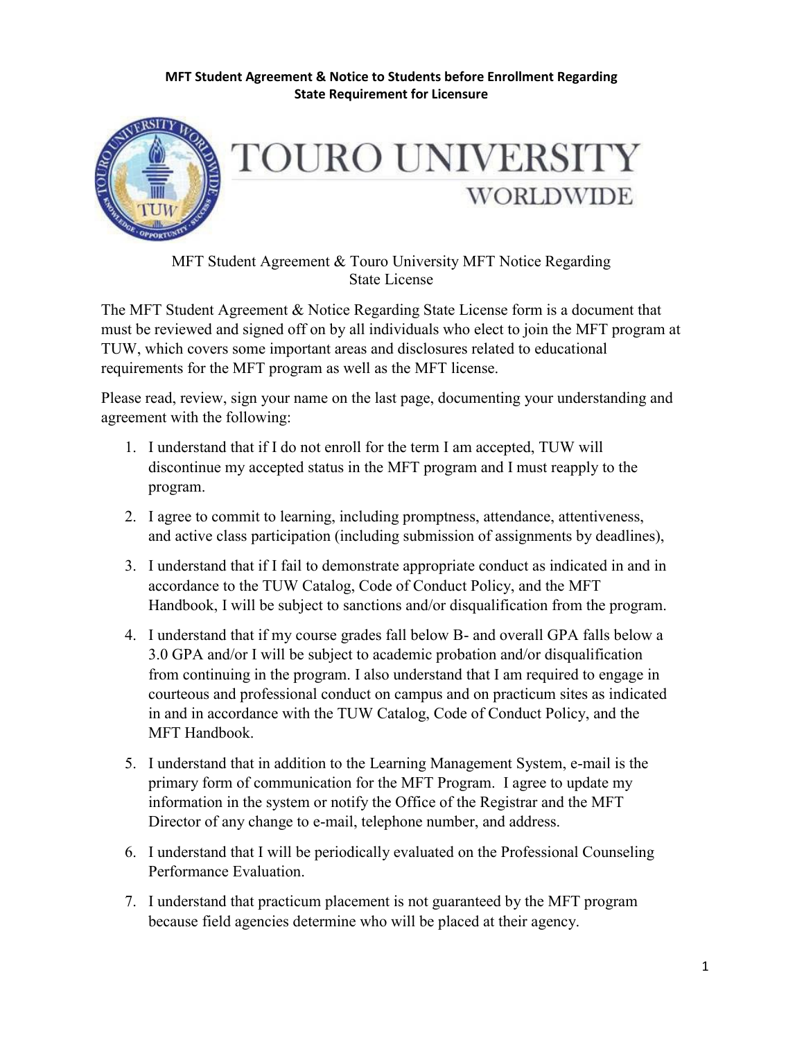**MFT Student Agreement & Notice to Students before Enrollment Regarding State Requirement for Licensure**

TOURO UNIVERSITY WORLDWIDE

MFT Student Agreement & Touro University MFT Notice Regarding State License

The MFT Student Agreement & Notice Regarding State License form is a document that must be reviewed and signed off on by all individuals who elect to join the MFT program at TUW, which covers some important areas and disclosures related to educational requirements for the MFT program as well as the MFT license.

Please read, review, sign your name on the last page, documenting your understanding and agreement with the following:

1. I understand that if I do not enroll for the term I am accepted, TUW will discontinue my accepted status in the MFT program and I must reapply to the program.
2. I agree to commit to learning, including promptness, attendance, attentiveness, and active class participation (including submission of assignments by deadlines),
3. I understand that if I fail to demonstrate appropriate conduct as indicated in and in accordance to the TUW Catalog, Code of Conduct Policy, and the MFT Handbook, I will be subject to sanctions and/or disqualification from the program.
4. I understand that if my course grades fall below B- and overall GPA falls below a 3.0 GPA and/or I will be subject to academic probation and/or disqualification from continuing in the program. I also understand that I am required to engage in courteous and professional conduct on campus and on practicum sites as indicated in and in accordance with the TUW Catalog, Code of Conduct Policy, and the MFT Handbook.
5. I understand that in addition to the Learning Management System, e-mail is the primary form of communication for the MFT Program. I agree to update my information in the system or notify the Office of the Registrar and the MFT Director of any change to e-mail, telephone number, and address.
6. I understand that I will be periodically evaluated on the Professional Counseling Performance Evaluation.
7. I understand that practicum placement is not guaranteed by the MFT program because field agencies determine who will be placed at their agency.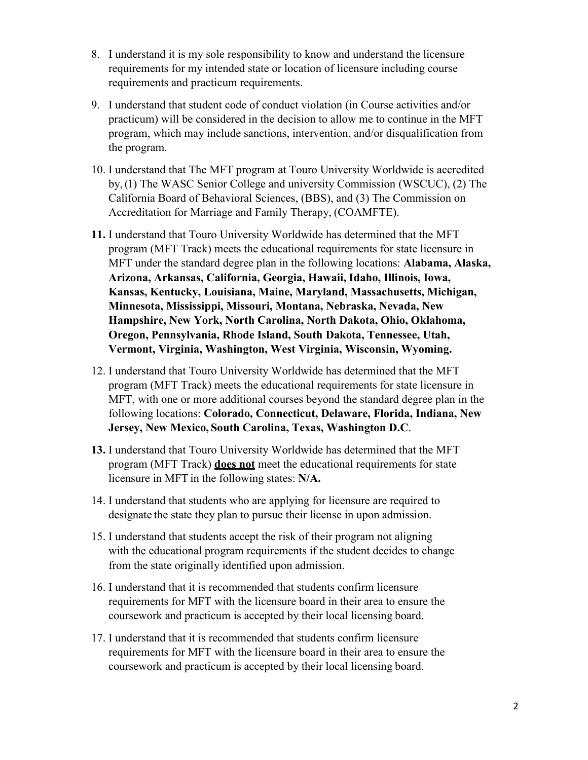8. I understand it is my sole responsibility to know and understand the licensure requirements for my intended state or location of licensure including course requirements and practicum requirements.

9. I understand that student code of conduct violation (in Course activities and/or practicum) will be considered in the decision to allow me to continue in the MFT program, which may include sanctions, intervention, and/or disqualification from the program.

10. I understand that The MFT program at Touro University Worldwide is accredited by, (1) The WASC Senior College and university Commission (WSCUC), (2) The California Board of Behavioral Sciences, (BBS), and (3) The Commission on Accreditation for Marriage and Family Therapy, (COAMFTE).

11. I understand that Touro University Worldwide has determined that the MFT program (MFT Track) meets the educational requirements for state licensure in MFT under the standard degree plan in the following locations: **Alabama, Alaska, Arizona, Arkansas, California, Georgia, Hawaii, Idaho, Illinois, Iowa, Kansas, Kentucky, Louisiana, Maine, Maryland, Massachusetts, Michigan, Minnesota, Mississippi, Missouri, Montana, Nebraska, Nevada, New Hampshire, New York, North Carolina, North Dakota, Ohio, Oklahoma, Oregon, Pennsylvania, Rhode Island, South Dakota, Tennessee, Utah, Vermont, Virginia, Washington, West Virginia, Wisconsin, Wyoming.**

12. I understand that Touro University Worldwide has determined that the MFT program (MFT Track) meets the educational requirements for state licensure in MFT, with one or more additional courses beyond the standard degree plan in the following locations: **Colorado, Connecticut, Delaware, Florida, Indiana, New Jersey, New Mexico, South Carolina, Texas, Washington D.C**.

13. I understand that Touro University Worldwide has determined that the MFT program (MFT Track) **does not** meet the educational requirements for state licensure in MFT in the following states: **N/A.**

14. I understand that students who are applying for licensure are required to designate the state they plan to pursue their license in upon admission.

15. I understand that students accept the risk of their program not aligning with the educational program requirements if the student decides to change from the state originally identified upon admission.

16. I understand that it is recommended that students confirm licensure requirements for MFT with the licensure board in their area to ensure the coursework and practicum is accepted by their local licensing board.

17. I understand that it is recommended that students confirm licensure requirements for MFT with the licensure board in their area to ensure the coursework and practicum is accepted by their local licensing board.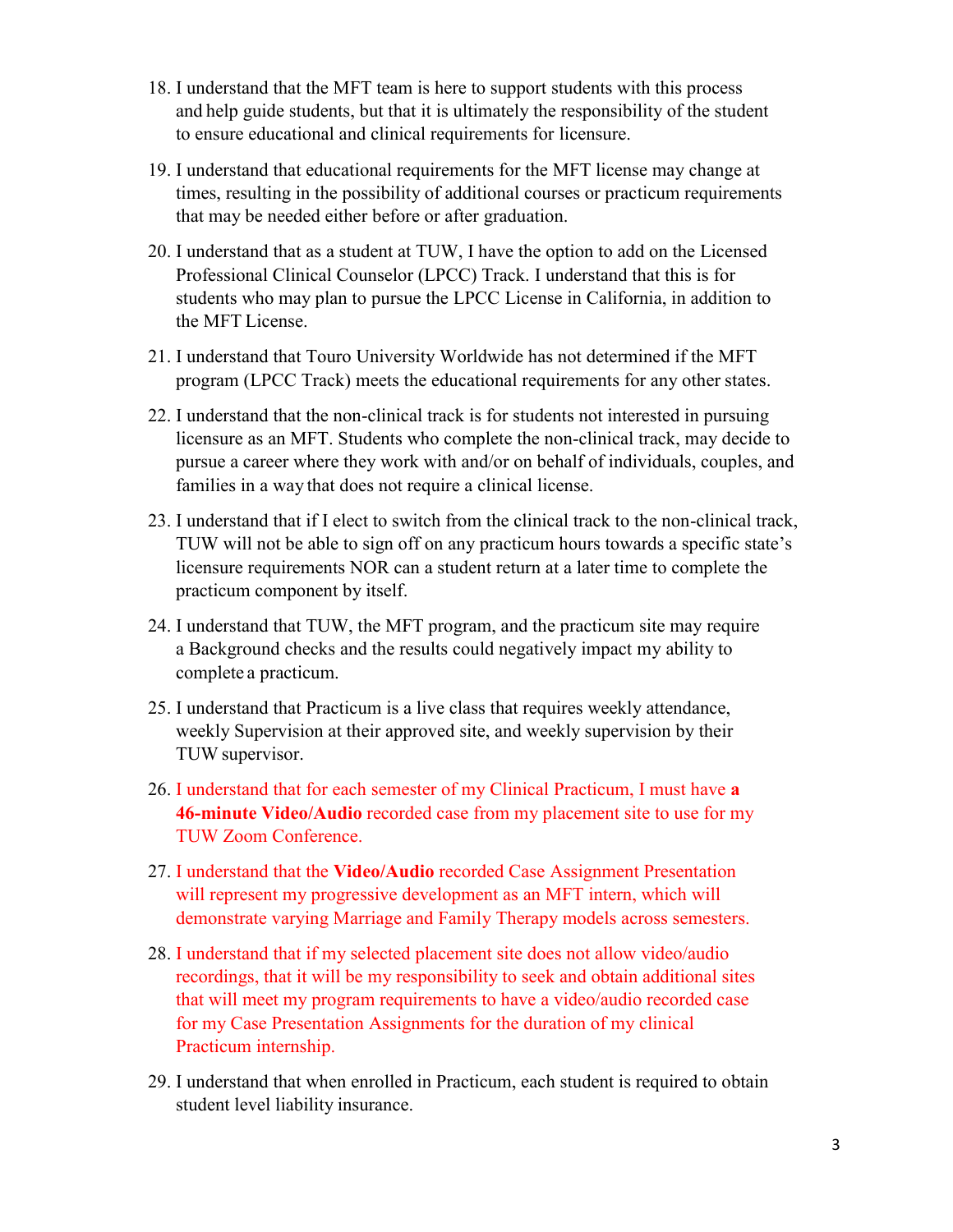18. I understand that the MFT team is here to support students with this process and help guide students, but that it is ultimately the responsibility of the student to ensure educational and clinical requirements for licensure.

19. I understand that educational requirements for the MFT license may change at times, resulting in the possibility of additional courses or practicum requirements that may be needed either before or after graduation.

20. I understand that as a student at TUW, I have the option to add on the Licensed Professional Clinical Counselor (LPCC) Track. I understand that this is for students who may plan to pursue the LPCC License in California, in addition to the MFT License.

21. I understand that Touro University Worldwide has not determined if the MFT program (LPCC Track) meets the educational requirements for any other states.

22. I understand that the non-clinical track is for students not interested in pursuing licensure as an MFT. Students who complete the non-clinical track, may decide to pursue a career where they work with and/or on behalf of individuals, couples, and families in a way that does not require a clinical license.

23. I understand that if I elect to switch from the clinical track to the non-clinical track, TUW will not be able to sign off on any practicum hours towards a specific state's licensure requirements NOR can a student return at a later time to complete the practicum component by itself.

24. I understand that TUW, the MFT program, and the practicum site may require a Background checks and the results could negatively impact my ability to complete a practicum.

25. I understand that Practicum is a live class that requires weekly attendance, weekly Supervision at their approved site, and weekly supervision by their TUW supervisor.

26. I understand that for each semester of my Clinical Practicum, I must have **a 46-minute Video/Audio** recorded case from my placement site to use for my TUW Zoom Conference.

27. I understand that the **Video/Audio** recorded Case Assignment Presentation will represent my progressive development as an MFT intern, which will demonstrate varying Marriage and Family Therapy models across semesters.

28. I understand that if my selected placement site does not allow video/audio recordings, that it will be my responsibility to seek and obtain additional sites that will meet my program requirements to have a video/audio recorded case for my Case Presentation Assignments for the duration of my clinical Practicum internship.

29. I understand that when enrolled in Practicum, each student is required to obtain student level liability insurance.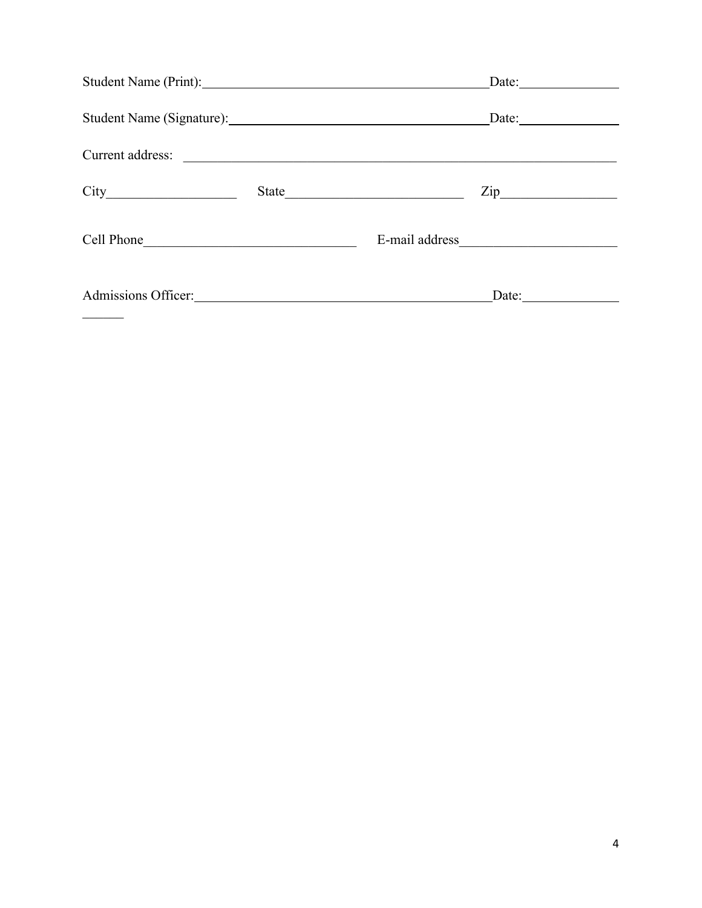Student Name (Print):\_\_\_\_\_\_\_\_\_\_\_\_\_\_\_\_\_\_\_\_\_\_\_\_\_\_\_\_\_\_\_\_\_\_\_\_\_\_\_\_\_\_\_\_Date:\_\_\_\_\_\_\_\_\_\_\_\_\_\_\_

Student Name (Signature):\_\_\_\_\_\_\_\_\_\_\_\_\_\_\_\_\_\_\_\_\_\_\_\_\_\_\_\_\_\_\_\_\_\_\_\_\_\_\_\_Date:\_\_\_\_\_\_\_\_\_\_\_\_\_\_\_

Current address: \_\_\_\_\_\_\_\_\_\_\_\_\_\_\_\_\_\_\_\_\_\_\_\_\_\_\_\_\_\_\_\_\_\_\_\_\_\_\_\_\_\_\_\_\_\_\_\_\_\_\_\_\_\_\_\_\_\_\_\_\_\_\_\_\_

City\_\_\_\_\_\_\_\_\_\_\_\_\_\_\_\_\_\_\_ State\_\_\_\_\_\_\_\_\_\_\_\_\_\_\_\_\_\_\_\_\_\_\_\_\_\_ Zip\_\_\_\_\_\_\_\_\_\_\_\_\_\_\_\_\_

Cell Phone\_\_\_\_\_\_\_\_\_\_\_\_\_\_\_\_\_\_\_\_\_\_\_\_\_\_\_\_\_\_\_ E-mail address\_\_\_\_\_\_\_\_\_\_\_\_\_\_\_\_\_\_\_\_\_\_\_

Admissions Officer:\_\_\_\_\_\_\_\_\_\_\_\_\_\_\_\_\_\_\_\_\_\_\_\_\_\_\_\_\_\_\_\_\_\_\_\_\_\_\_\_\_\_\_\_Date:\_\_\_\_\_\_\_\_\_\_\_\_\_\_\_\_\_\_\_\_\_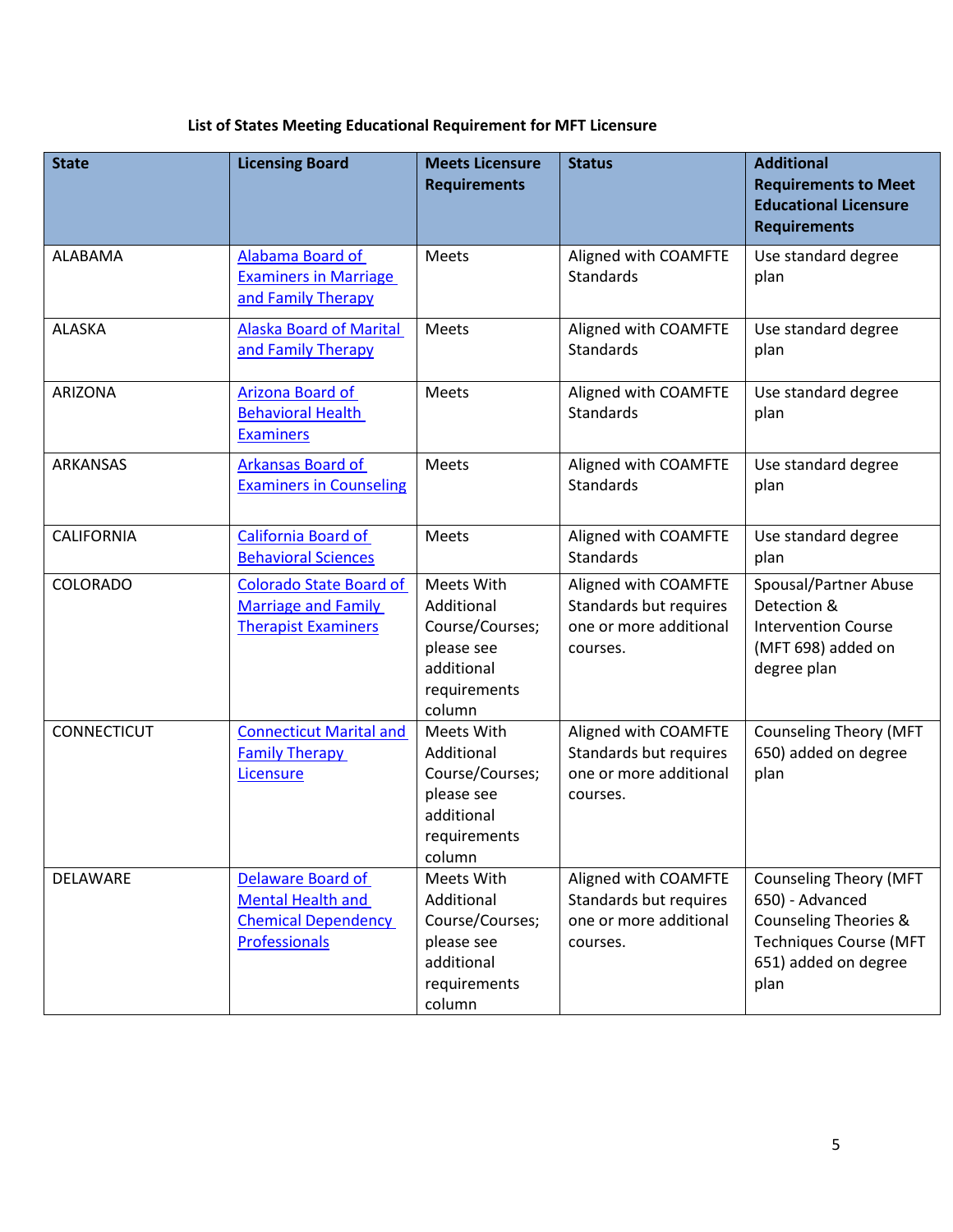**List of States Meeting Educational Requirement for MFT Licensure**

| State | Licensing Board | Meets Licensure Requirements | Status | Additional Requirements to Meet Educational Licensure Requirements |
|---|---|---|---|---|
| ALABAMA | Alabama Board of Examiners in Marriage and Family Therapy | Meets | Aligned with COAMFTE Standards | Use standard degree plan |
| ALASKA | Alaska Board of Marital and Family Therapy | Meets | Aligned with COAMFTE Standards | Use standard degree plan |
| ARIZONA | Arizona Board of Behavioral Health Examiners | Meets | Aligned with COAMFTE Standards | Use standard degree plan |
| ARKANSAS | Arkansas Board of Examiners in Counseling | Meets | Aligned with COAMFTE Standards | Use standard degree plan |
| CALIFORNIA | California Board of Behavioral Sciences | Meets | Aligned with COAMFTE Standards | Use standard degree plan |
| COLORADO | Colorado State Board of Marriage and Family Therapist Examiners | Meets With Additional Course/Courses; please see additional requirements column | Aligned with COAMFTE Standards but requires one or more additional courses. | Spousal/Partner Abuse Detection & Intervention Course (MFT 698) added on degree plan |
| CONNECTICUT | Connecticut Marital and Family Therapy Licensure | Meets With Additional Course/Courses; please see additional requirements column | Aligned with COAMFTE Standards but requires one or more additional courses. | Counseling Theory (MFT 650) added on degree plan |
| DELAWARE | Delaware Board of Mental Health and Chemical Dependency Professionals | Meets With Additional Course/Courses; please see additional requirements column | Aligned with COAMFTE Standards but requires one or more additional courses. | Counseling Theory (MFT 650) - Advanced Counseling Theories & Techniques Course (MFT 651) added on degree plan |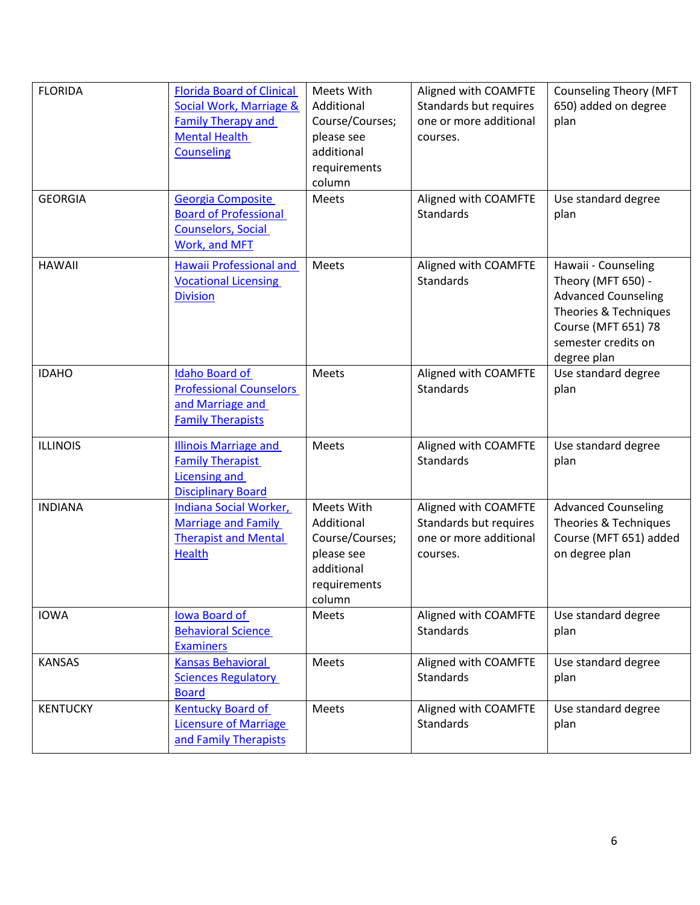| FLORIDA | Florida Board of Clinical Social Work, Marriage & Family Therapy and Mental Health Counseling | Meets With Additional Course/Courses; please see additional requirements column | Aligned with COAMFTE Standards but requires one or more additional courses. | Counseling Theory (MFT 650) added on degree plan |
|---|---|---|---|---|
| GEORGIA | Georgia Composite Board of Professional Counselors, Social Work, and MFT | Meets | Aligned with COAMFTE Standards | Use standard degree plan |
| HAWAII | Hawaii Professional and Vocational Licensing Division | Meets | Aligned with COAMFTE Standards | Hawaii - Counseling Theory (MFT 650) - Advanced Counseling Theories & Techniques Course (MFT 651) 78 semester credits on degree plan |
| IDAHO | Idaho Board of Professional Counselors and Marriage and Family Therapists | Meets | Aligned with COAMFTE Standards | Use standard degree plan |
| ILLINOIS | Illinois Marriage and Family Therapist Licensing and Disciplinary Board | Meets | Aligned with COAMFTE Standards | Use standard degree plan |
| INDIANA | Indiana Social Worker, Marriage and Family Therapist and Mental Health | Meets With Additional Course/Courses; please see additional requirements column | Aligned with COAMFTE Standards but requires one or more additional courses. | Advanced Counseling Theories & Techniques Course (MFT 651) added on degree plan |
| IOWA | Iowa Board of Behavioral Science Examiners | Meets | Aligned with COAMFTE Standards | Use standard degree plan |
| KANSAS | Kansas Behavioral Sciences Regulatory Board | Meets | Aligned with COAMFTE Standards | Use standard degree plan |
| KENTUCKY | Kentucky Board of Licensure of Marriage and Family Therapists | Meets | Aligned with COAMFTE Standards | Use standard degree plan |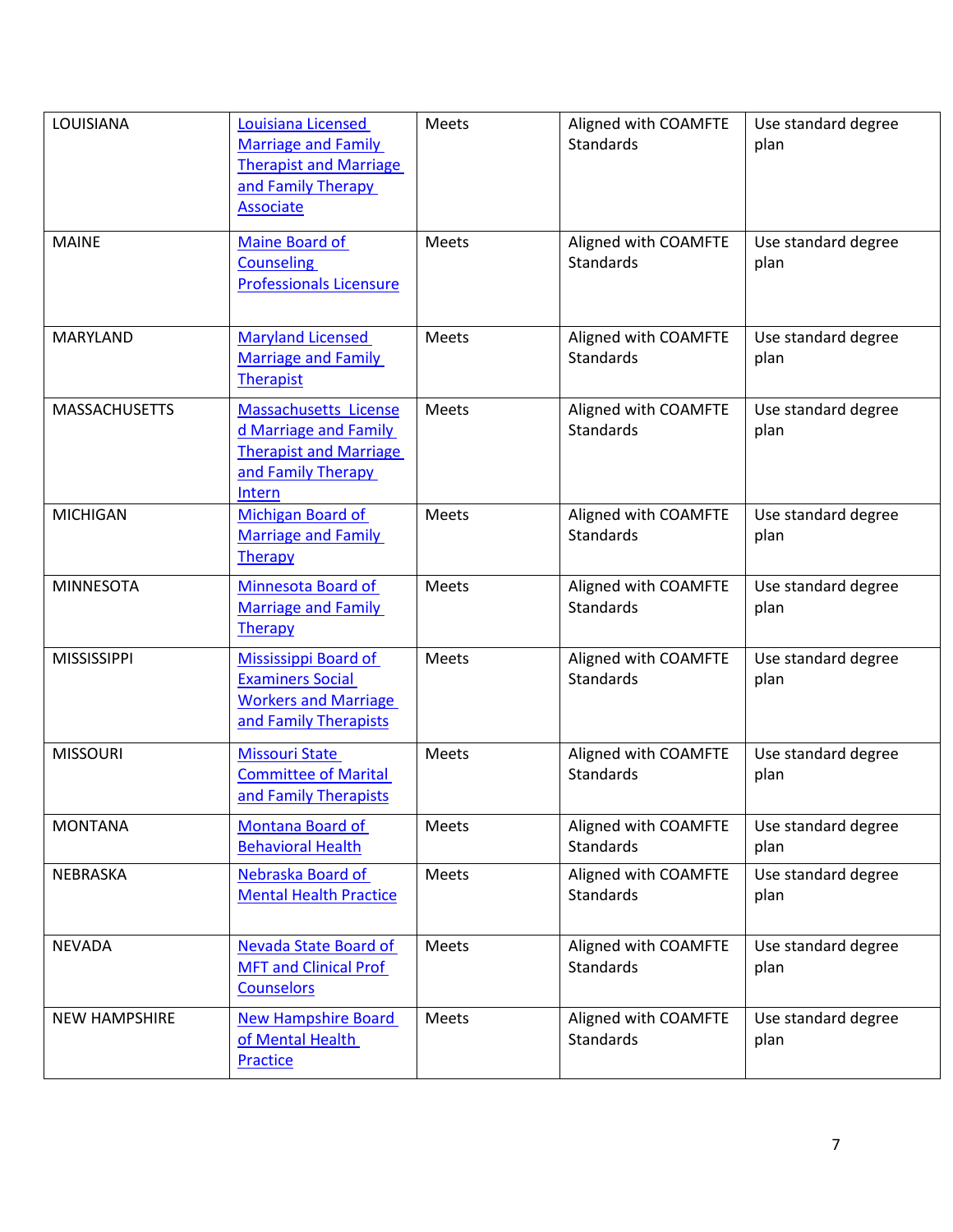| | | | | |
|---|---|---|---|---|
| LOUISIANA | Louisiana Licensed Marriage and Family Therapist and Marriage and Family Therapy Associate | Meets | Aligned with COAMFTE Standards | Use standard degree plan |
| MAINE | Maine Board of Counseling Professionals Licensure | Meets | Aligned with COAMFTE Standards | Use standard degree plan |
| MARYLAND | Maryland Licensed Marriage and Family Therapist | Meets | Aligned with COAMFTE Standards | Use standard degree plan |
| MASSACHUSETTS | Massachusetts Licensed Marriage and Family Therapist and Marriage and Family Therapy Intern | Meets | Aligned with COAMFTE Standards | Use standard degree plan |
| MICHIGAN | Michigan Board of Marriage and Family Therapy | Meets | Aligned with COAMFTE Standards | Use standard degree plan |
| MINNESOTA | Minnesota Board of Marriage and Family Therapy | Meets | Aligned with COAMFTE Standards | Use standard degree plan |
| MISSISSIPPI | Mississippi Board of Examiners Social Workers and Marriage and Family Therapists | Meets | Aligned with COAMFTE Standards | Use standard degree plan |
| MISSOURI | Missouri State Committee of Marital and Family Therapists | Meets | Aligned with COAMFTE Standards | Use standard degree plan |
| MONTANA | Montana Board of Behavioral Health | Meets | Aligned with COAMFTE Standards | Use standard degree plan |
| NEBRASKA | Nebraska Board of Mental Health Practice | Meets | Aligned with COAMFTE Standards | Use standard degree plan |
| NEVADA | Nevada State Board of MFT and Clinical Prof Counselors | Meets | Aligned with COAMFTE Standards | Use standard degree plan |
| NEW HAMPSHIRE | New Hampshire Board of Mental Health Practice | Meets | Aligned with COAMFTE Standards | Use standard degree plan |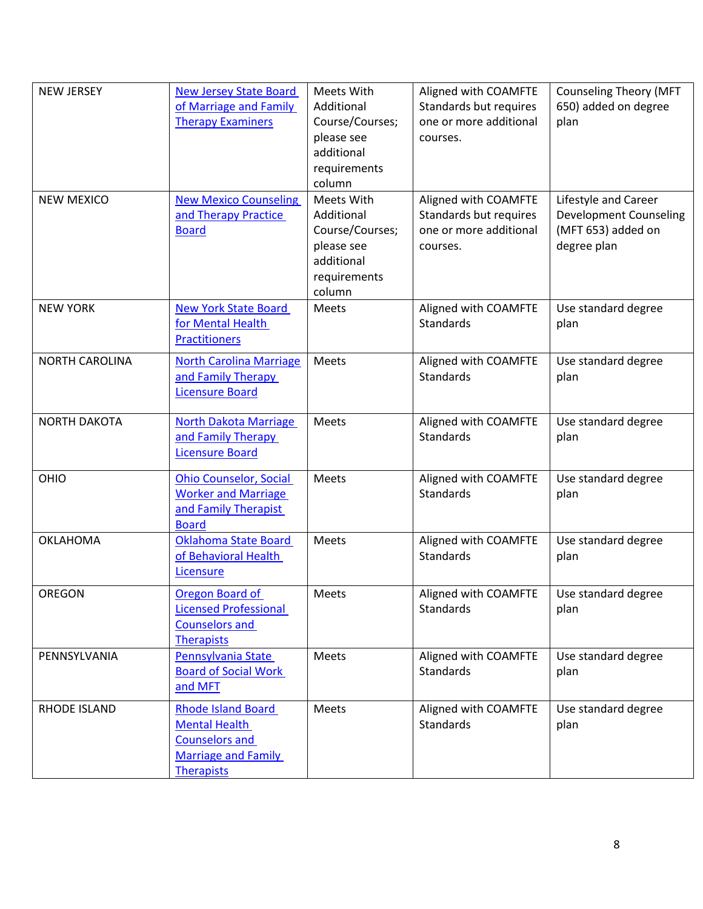| NEW JERSEY | New Jersey State Board of Marriage and Family Therapy Examiners | Meets With Additional Course/Courses; please see additional requirements column | Aligned with COAMFTE Standards but requires one or more additional courses. | Counseling Theory (MFT 650) added on degree plan |
|---|---|---|---|---|
| NEW MEXICO | New Mexico Counseling and Therapy Practice Board | Meets With Additional Course/Courses; please see additional requirements column | Aligned with COAMFTE Standards but requires one or more additional courses. | Lifestyle and Career Development Counseling (MFT 653) added on degree plan |
| NEW YORK | New York State Board for Mental Health Practitioners | Meets | Aligned with COAMFTE Standards | Use standard degree plan |
| NORTH CAROLINA | North Carolina Marriage and Family Therapy Licensure Board | Meets | Aligned with COAMFTE Standards | Use standard degree plan |
| NORTH DAKOTA | North Dakota Marriage and Family Therapy Licensure Board | Meets | Aligned with COAMFTE Standards | Use standard degree plan |
| OHIO | Ohio Counselor, Social Worker and Marriage and Family Therapist Board | Meets | Aligned with COAMFTE Standards | Use standard degree plan |
| OKLAHOMA | Oklahoma State Board of Behavioral Health Licensure | Meets | Aligned with COAMFTE Standards | Use standard degree plan |
| OREGON | Oregon Board of Licensed Professional Counselors and Therapists | Meets | Aligned with COAMFTE Standards | Use standard degree plan |
| PENNSYLVANIA | Pennsylvania State Board of Social Work and MFT | Meets | Aligned with COAMFTE Standards | Use standard degree plan |
| RHODE ISLAND | Rhode Island Board Mental Health Counselors and Marriage and Family Therapists | Meets | Aligned with COAMFTE Standards | Use standard degree plan |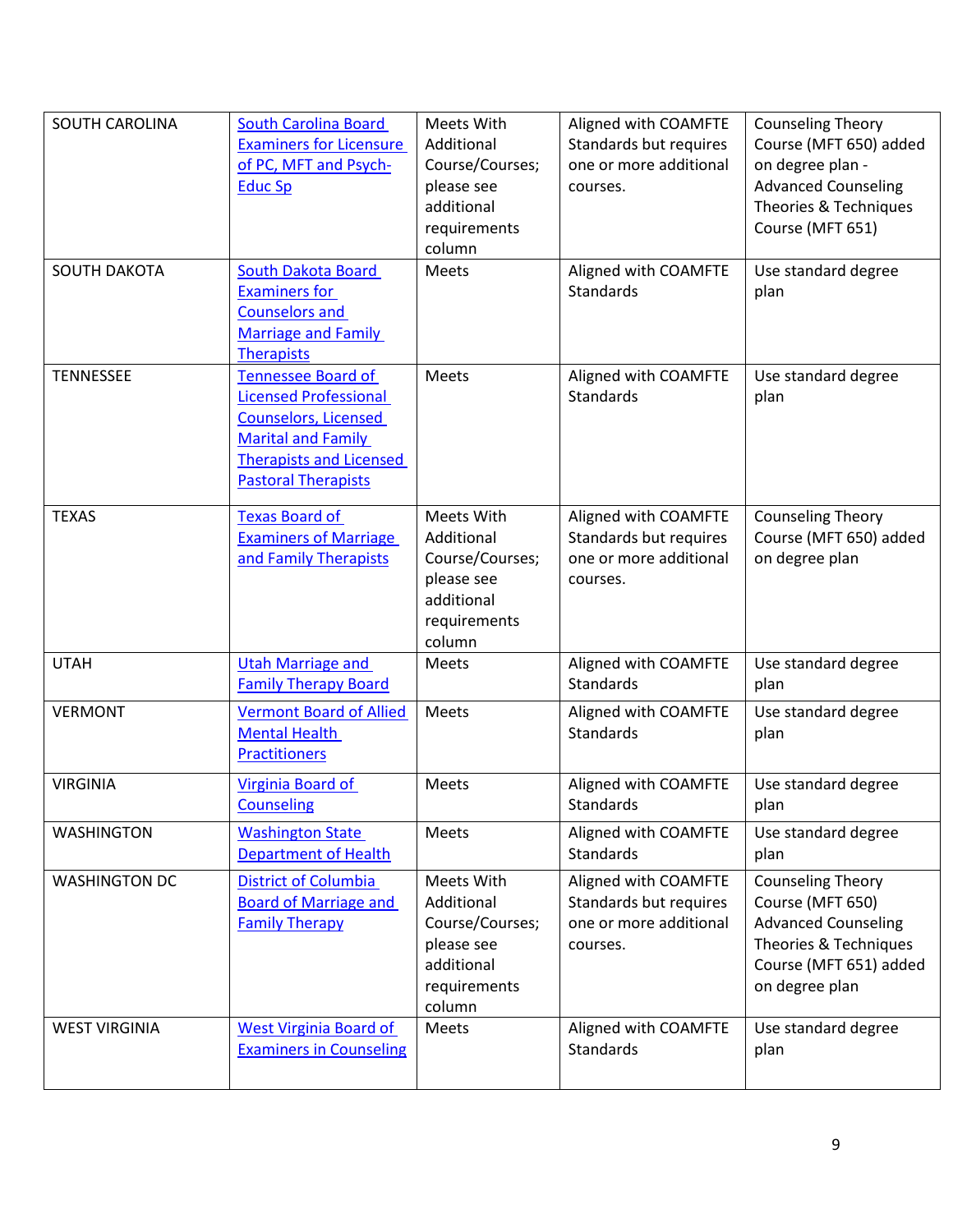| SOUTH CAROLINA | South Carolina Board Examiners for Licensure of PC, MFT and Psych-Educ Sp | Meets With Additional Course/Courses; please see additional requirements column | Aligned with COAMFTE Standards but requires one or more additional courses. | Counseling Theory Course (MFT 650) added on degree plan - Advanced Counseling Theories & Techniques Course (MFT 651) |
|---|---|---|---|---|
| SOUTH DAKOTA | South Dakota Board Examiners for Counselors and Marriage and Family Therapists | Meets | Aligned with COAMFTE Standards | Use standard degree plan |
| TENNESSEE | Tennessee Board of Licensed Professional Counselors, Licensed Marital and Family Therapists and Licensed Pastoral Therapists | Meets | Aligned with COAMFTE Standards | Use standard degree plan |
| TEXAS | Texas Board of Examiners of Marriage and Family Therapists | Meets With Additional Course/Courses; please see additional requirements column | Aligned with COAMFTE Standards but requires one or more additional courses. | Counseling Theory Course (MFT 650) added on degree plan |
| UTAH | Utah Marriage and Family Therapy Board | Meets | Aligned with COAMFTE Standards | Use standard degree plan |
| VERMONT | Vermont Board of Allied Mental Health Practitioners | Meets | Aligned with COAMFTE Standards | Use standard degree plan |
| VIRGINIA | Virginia Board of Counseling | Meets | Aligned with COAMFTE Standards | Use standard degree plan |
| WASHINGTON | Washington State Department of Health | Meets | Aligned with COAMFTE Standards | Use standard degree plan |
| WASHINGTON DC | District of Columbia Board of Marriage and Family Therapy | Meets With Additional Course/Courses; please see additional requirements column | Aligned with COAMFTE Standards but requires one or more additional courses. | Counseling Theory Course (MFT 650) Advanced Counseling Theories & Techniques Course (MFT 651) added on degree plan |
| WEST VIRGINIA | West Virginia Board of Examiners in Counseling | Meets | Aligned with COAMFTE Standards | Use standard degree plan |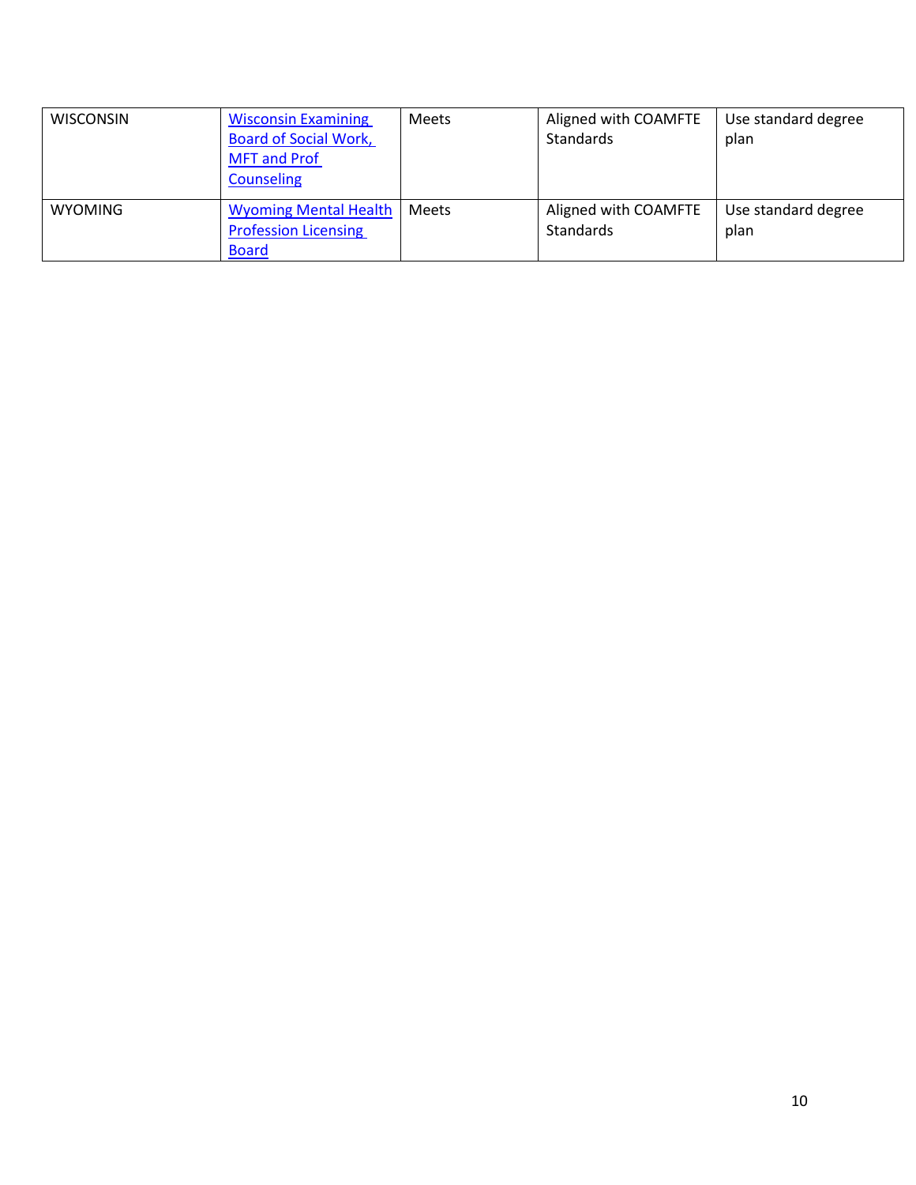| | | | | |
|---|---|---|---|---|
| WISCONSIN | Wisconsin Examining Board of Social Work, MFT and Prof Counseling | Meets | Aligned with COAMFTE Standards | Use standard degree plan |
| WYOMING | Wyoming Mental Health Profession Licensing Board | Meets | Aligned with COAMFTE Standards | Use standard degree plan |